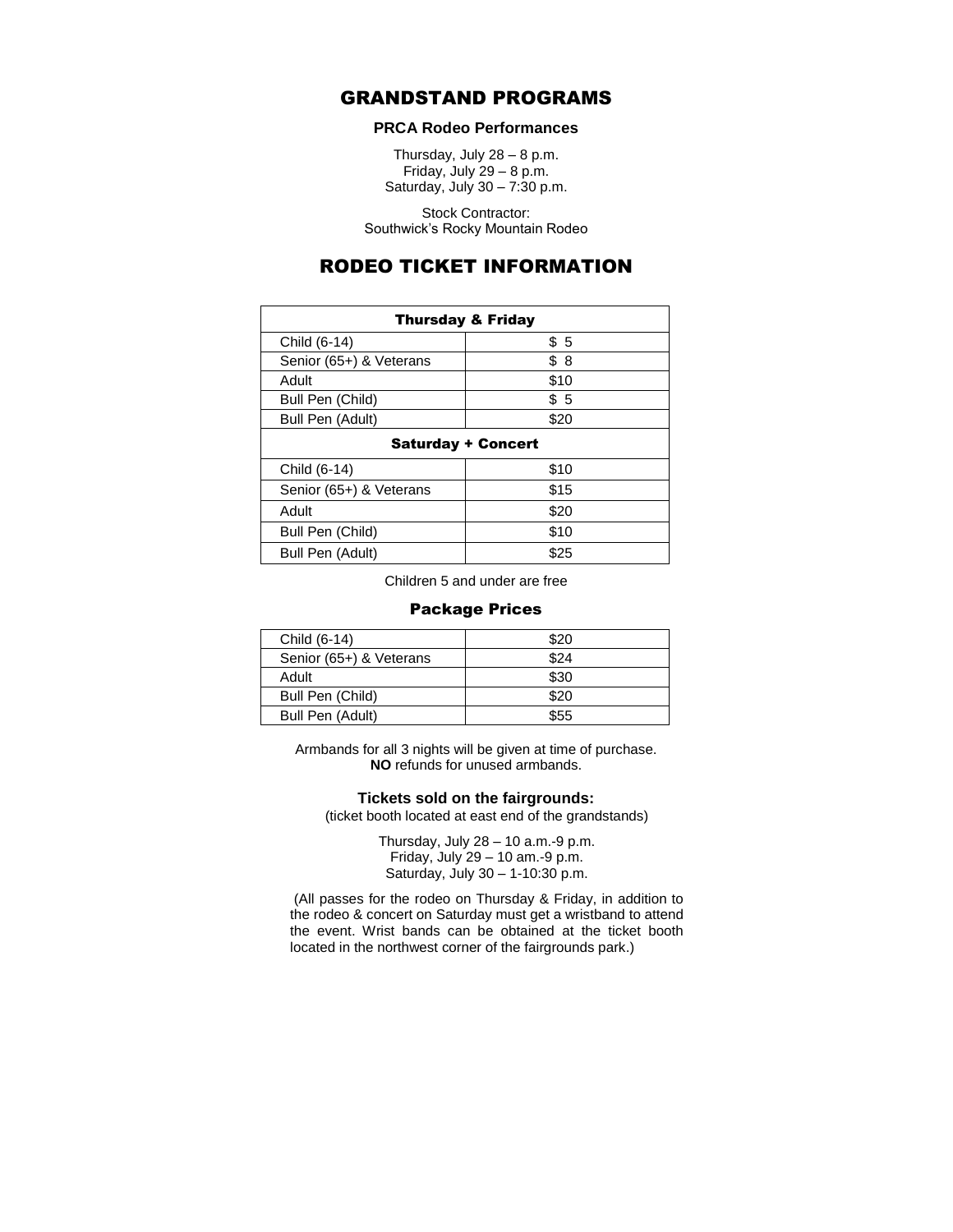# GRANDSTAND PROGRAMS

### PRCA Rodeo Performances

Thursday, July 28 – 8 p.m.
Friday, July 29 – 8 p.m.
Saturday, July 30 – 7:30 p.m.

Stock Contractor:
Southwick's Rocky Mountain Rodeo

# RODEO TICKET INFORMATION

| Thursday & Friday | |
|---|---|
| Child (6-14) | $ 5 |
| Senior (65+) & Veterans | $ 8 |
| Adult | $10 |
| Bull Pen (Child) | $ 5 |
| Bull Pen (Adult) | $20 |
| **Saturday + Concert** | |
| Child (6-14) | $10 |
| Senior (65+) & Veterans | $15 |
| Adult | $20 |
| Bull Pen (Child) | $10 |
| Bull Pen (Adult) | $25 |

Children 5 and under are free

## Package Prices

| | |
|---|---|
| Child (6-14) | $20 |
| Senior (65+) & Veterans | $24 |
| Adult | $30 |
| Bull Pen (Child) | $20 |
| Bull Pen (Adult) | $55 |

Armbands for all 3 nights will be given at time of purchase.
**NO** refunds for unused armbands.

### Tickets sold on the fairgrounds:

(ticket booth located at east end of the grandstands)

Thursday, July 28 – 10 a.m.-9 p.m.
Friday, July 29 – 10 am.-9 p.m.
Saturday, July 30 – 1-10:30 p.m.

(All passes for the rodeo on Thursday & Friday, in addition to the rodeo & concert on Saturday must get a wristband to attend the event. Wrist bands can be obtained at the ticket booth located in the northwest corner of the fairgrounds park.)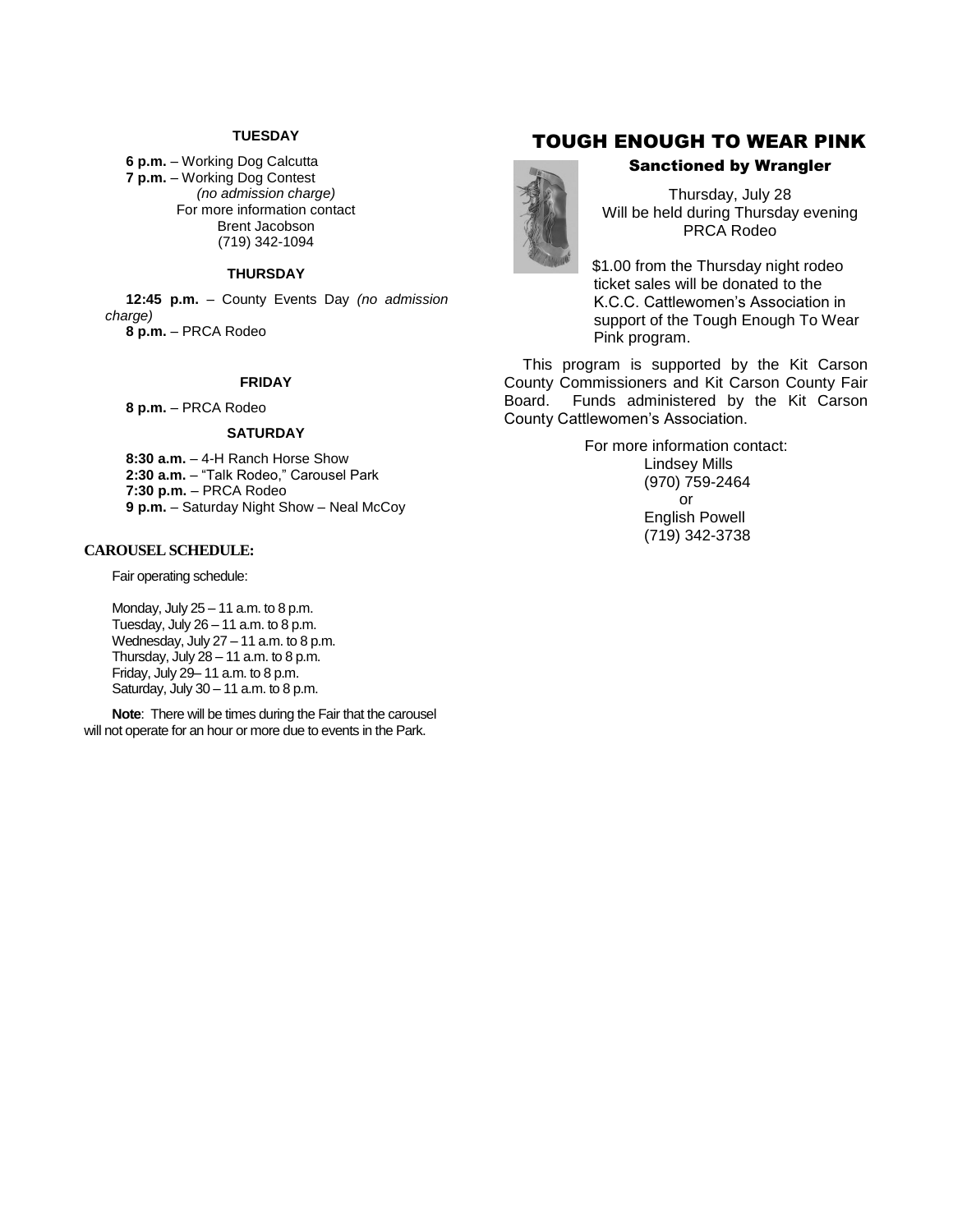### TUESDAY

**6 p.m.** – Working Dog Calcutta
**7 p.m.** – Working Dog Contest
*(no admission charge)*
For more information contact
Brent Jacobson
(719) 342-1094

### THURSDAY

**12:45 p.m.** – County Events Day *(no admission charge)*
**8 p.m.** – PRCA Rodeo

### FRIDAY

**8 p.m.** – PRCA Rodeo

### SATURDAY

**8:30 a.m.** – 4-H Ranch Horse Show
**2:30 a.m.** – "Talk Rodeo," Carousel Park
**7:30 p.m.** – PRCA Rodeo
**9 p.m.** – Saturday Night Show – Neal McCoy

## CAROUSEL SCHEDULE:

Fair operating schedule:

Monday, July 25 – 11 a.m. to 8 p.m.
Tuesday, July 26 – 11 a.m. to 8 p.m.
Wednesday, July 27 – 11 a.m. to 8 p.m.
Thursday, July 28 – 11 a.m. to 8 p.m.
Friday, July 29– 11 a.m. to 8 p.m.
Saturday, July 30 – 11 a.m. to 8 p.m.

**Note**: There will be times during the Fair that the carousel will not operate for an hour or more due to events in the Park.

## TOUGH ENOUGH TO WEAR PINK

### Sanctioned by Wrangler

Thursday, July 28
Will be held during Thursday evening PRCA Rodeo

$1.00 from the Thursday night rodeo ticket sales will be donated to the K.C.C. Cattlewomen's Association in support of the Tough Enough To Wear Pink program.

This program is supported by the Kit Carson County Commissioners and Kit Carson County Fair Board. Funds administered by the Kit Carson County Cattlewomen's Association.

For more information contact:
Lindsey Mills
(970) 759-2464
or
English Powell
(719) 342-3738